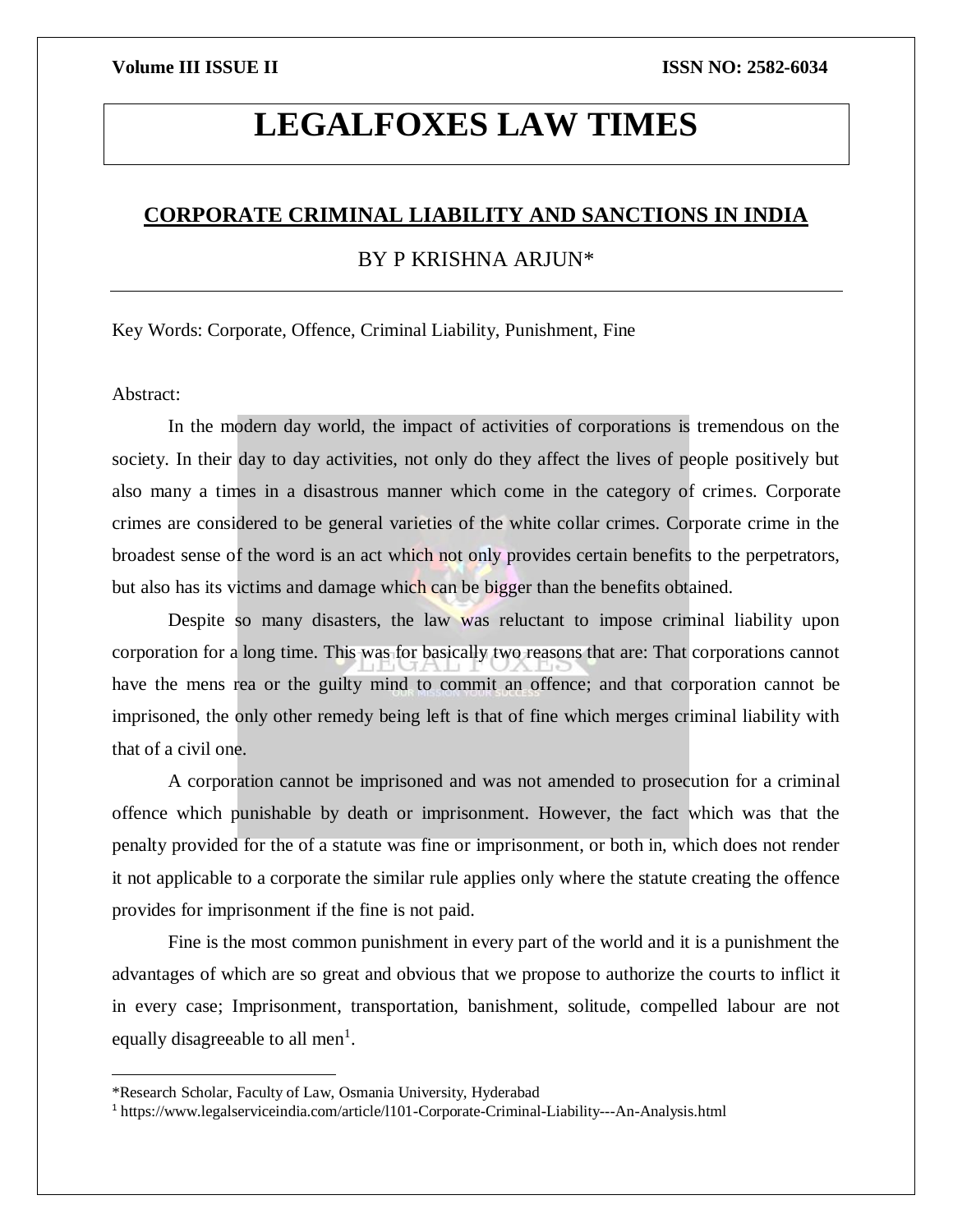# LEGALFOXES LAW TIMES

## CORPORATE CRIMINAL LIABILITY AND SANCTIONS IN INDIA

BY P KRISHNA ARJUN*

---

Key Words: Corporate, Offence, Criminal Liability, Punishment, Fine

Abstract:

In the modern day world, the impact of activities of corporations is tremendous on the society. In their day to day activities, not only do they affect the lives of people positively but also many a times in a disastrous manner which come in the category of crimes. Corporate crimes are considered to be general varieties of the white collar crimes. Corporate crime in the broadest sense of the word is an act which not only provides certain benefits to the perpetrators, but also has its victims and damage which can be bigger than the benefits obtained.

Despite so many disasters, the law was reluctant to impose criminal liability upon corporation for a long time. This was for basically two reasons that are: That corporations cannot have the mens rea or the guilty mind to commit an offence; and that corporation cannot be imprisoned, the only other remedy being left is that of fine which merges criminal liability with that of a civil one.

A corporation cannot be imprisoned and was not amended to prosecution for a criminal offence which punishable by death or imprisonment. However, the fact which was that the penalty provided for the of a statute was fine or imprisonment, or both in, which does not render it not applicable to a corporate the similar rule applies only where the statute creating the offence provides for imprisonment if the fine is not paid.

Fine is the most common punishment in every part of the world and it is a punishment the advantages of which are so great and obvious that we propose to authorize the courts to inflict it in every case; Imprisonment, transportation, banishment, solitude, compelled labour are not equally disagreeable to all men[1].

---

*Research Scholar, Faculty of Law, Osmania University, Hyderabad

[1] https://www.legalserviceindia.com/article/l101-Corporate-Criminal-Liability---An-Analysis.html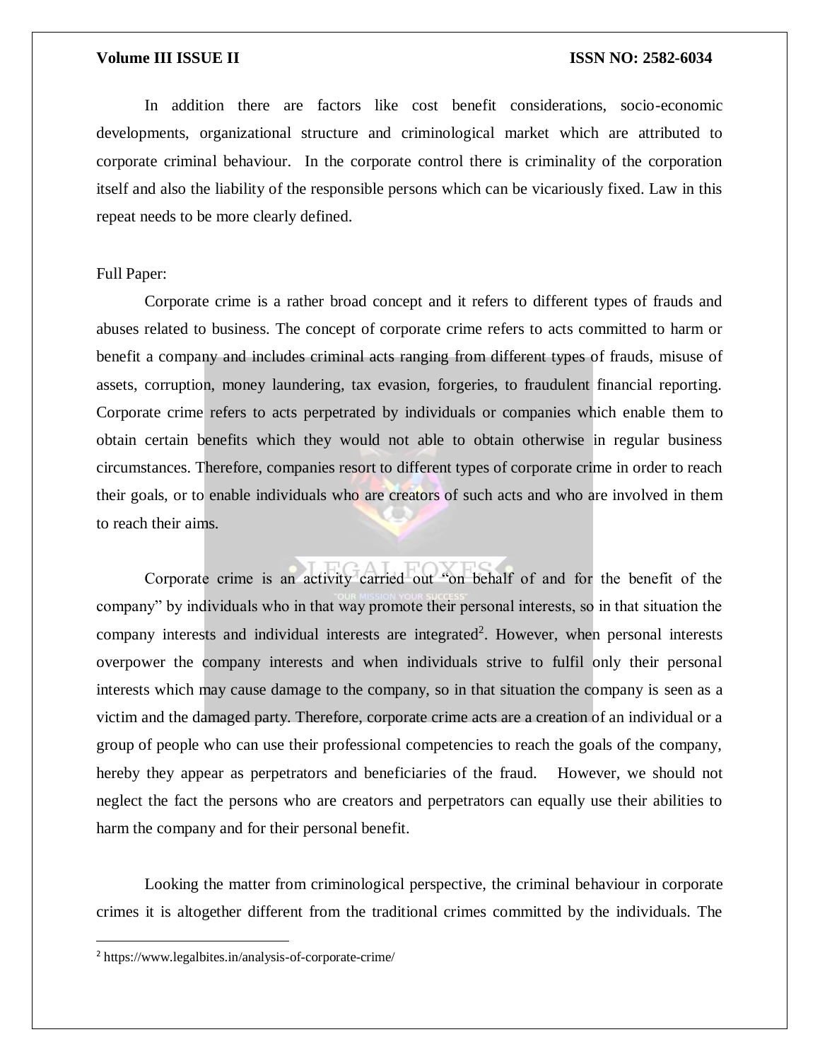In addition there are factors like cost benefit considerations, socio-economic developments, organizational structure and criminological market which are attributed to corporate criminal behaviour. In the corporate control there is criminality of the corporation itself and also the liability of the responsible persons which can be vicariously fixed. Law in this repeat needs to be more clearly defined.

Full Paper:

Corporate crime is a rather broad concept and it refers to different types of frauds and abuses related to business. The concept of corporate crime refers to acts committed to harm or benefit a company and includes criminal acts ranging from different types of frauds, misuse of assets, corruption, money laundering, tax evasion, forgeries, to fraudulent financial reporting. Corporate crime refers to acts perpetrated by individuals or companies which enable them to obtain certain benefits which they would not able to obtain otherwise in regular business circumstances. Therefore, companies resort to different types of corporate crime in order to reach their goals, or to enable individuals who are creators of such acts and who are involved in them to reach their aims.

Corporate crime is an activity carried out "on behalf of and for the benefit of the company" by individuals who in that way promote their personal interests, so in that situation the company interests and individual interests are integrated[2]. However, when personal interests overpower the company interests and when individuals strive to fulfil only their personal interests which may cause damage to the company, so in that situation the company is seen as a victim and the damaged party. Therefore, corporate crime acts are a creation of an individual or a group of people who can use their professional competencies to reach the goals of the company, hereby they appear as perpetrators and beneficiaries of the fraud. However, we should not neglect the fact the persons who are creators and perpetrators can equally use their abilities to harm the company and for their personal benefit.

Looking the matter from criminological perspective, the criminal behaviour in corporate crimes it is altogether different from the traditional crimes committed by the individuals. The

---

[2] https://www.legalbites.in/analysis-of-corporate-crime/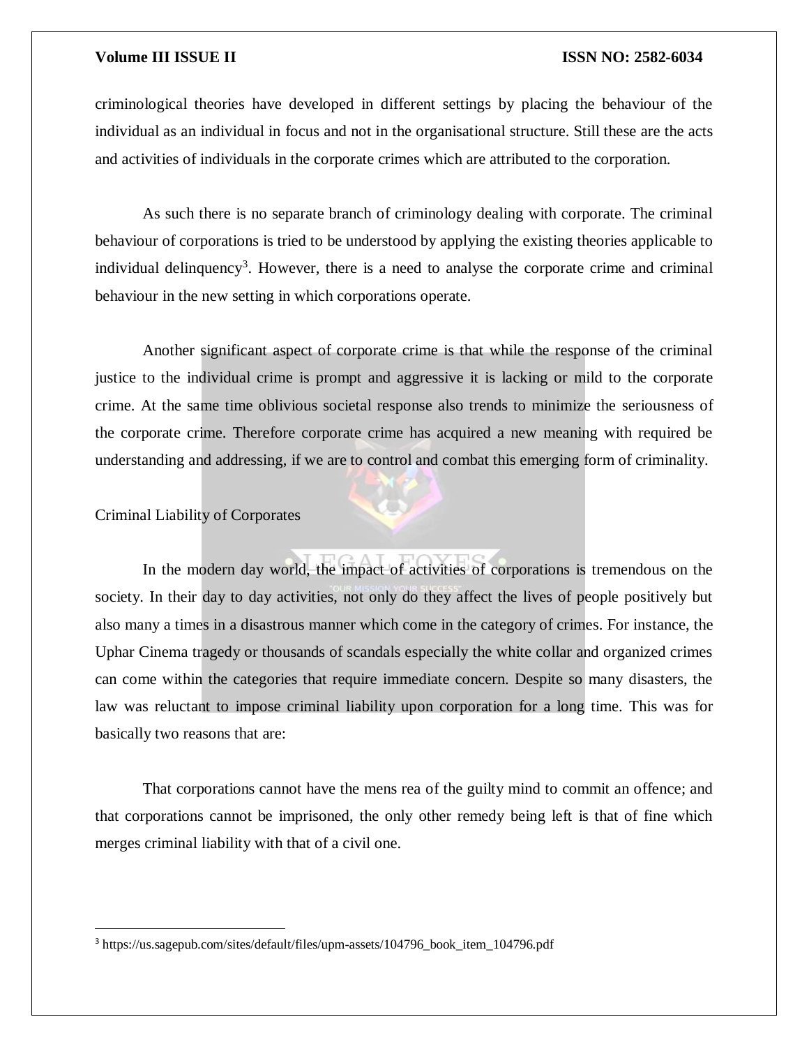criminological theories have developed in different settings by placing the behaviour of the individual as an individual in focus and not in the organisational structure. Still these are the acts and activities of individuals in the corporate crimes which are attributed to the corporation.

As such there is no separate branch of criminology dealing with corporate. The criminal behaviour of corporations is tried to be understood by applying the existing theories applicable to individual delinquency[3]. However, there is a need to analyse the corporate crime and criminal behaviour in the new setting in which corporations operate.

Another significant aspect of corporate crime is that while the response of the criminal justice to the individual crime is prompt and aggressive it is lacking or mild to the corporate crime. At the same time oblivious societal response also trends to minimize the seriousness of the corporate crime. Therefore corporate crime has acquired a new meaning with required be understanding and addressing, if we are to control and combat this emerging form of criminality.

## Criminal Liability of Corporates

In the modern day world, the impact of activities of corporations is tremendous on the society. In their day to day activities, not only do they affect the lives of people positively but also many a times in a disastrous manner which come in the category of crimes. For instance, the Uphar Cinema tragedy or thousands of scandals especially the white collar and organized crimes can come within the categories that require immediate concern. Despite so many disasters, the law was reluctant to impose criminal liability upon corporation for a long time. This was for basically two reasons that are:

That corporations cannot have the mens rea of the guilty mind to commit an offence; and that corporations cannot be imprisoned, the only other remedy being left is that of fine which merges criminal liability with that of a civil one.

---

[3] https://us.sagepub.com/sites/default/files/upm-assets/104796_book_item_104796.pdf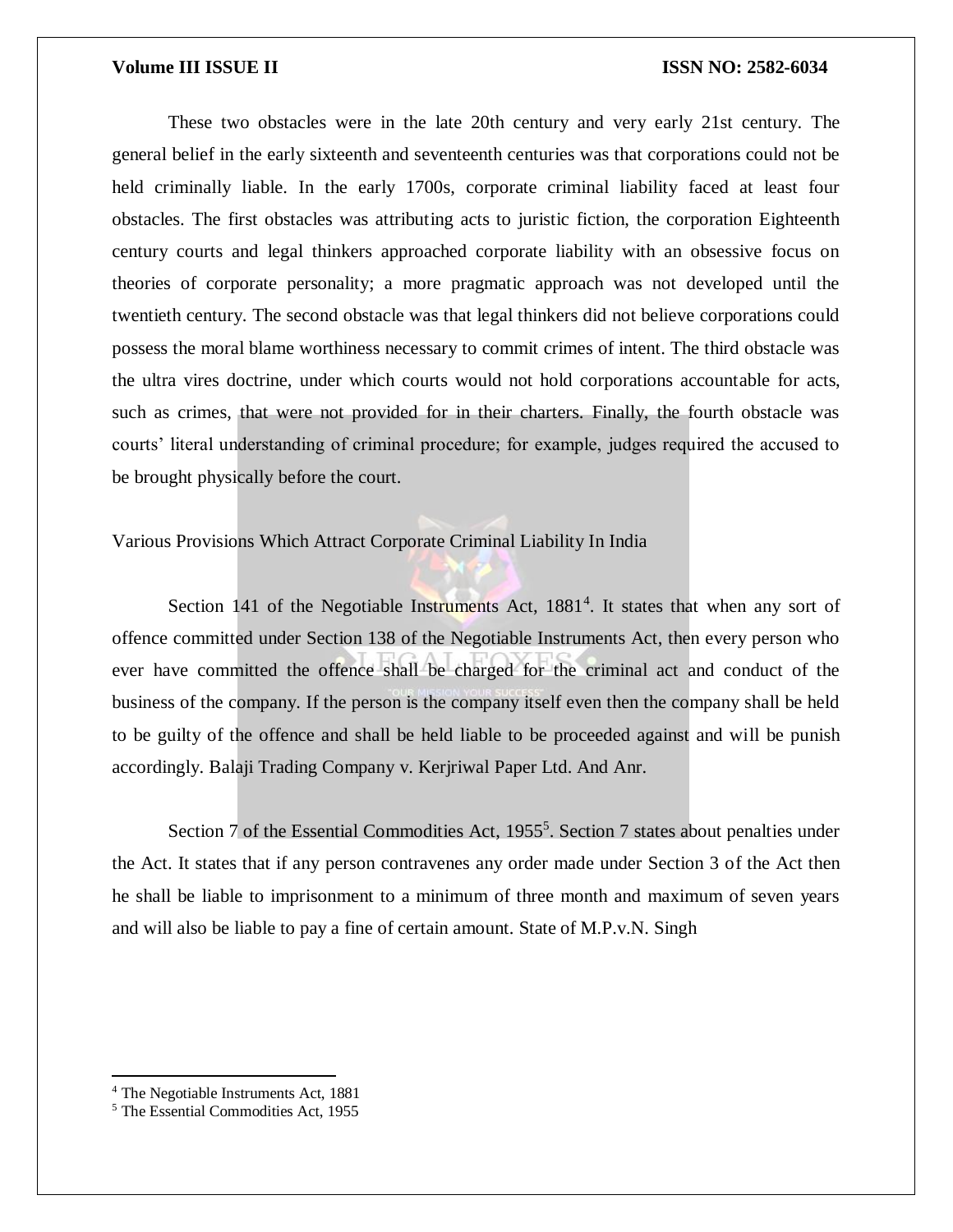These two obstacles were in the late 20th century and very early 21st century. The general belief in the early sixteenth and seventeenth centuries was that corporations could not be held criminally liable. In the early 1700s, corporate criminal liability faced at least four obstacles. The first obstacles was attributing acts to juristic fiction, the corporation Eighteenth century courts and legal thinkers approached corporate liability with an obsessive focus on theories of corporate personality; a more pragmatic approach was not developed until the twentieth century. The second obstacle was that legal thinkers did not believe corporations could possess the moral blame worthiness necessary to commit crimes of intent. The third obstacle was the ultra vires doctrine, under which courts would not hold corporations accountable for acts, such as crimes, that were not provided for in their charters. Finally, the fourth obstacle was courts' literal understanding of criminal procedure; for example, judges required the accused to be brought physically before the court.

## Various Provisions Which Attract Corporate Criminal Liability In India

Section 141 of the Negotiable Instruments Act, 1881[4]. It states that when any sort of offence committed under Section 138 of the Negotiable Instruments Act, then every person who ever have committed the offence shall be charged for the criminal act and conduct of the business of the company. If the person is the company itself even then the company shall be held to be guilty of the offence and shall be held liable to be proceeded against and will be punish accordingly. Balaji Trading Company v. Kerjriwal Paper Ltd. And Anr.

Section 7 of the Essential Commodities Act, 1955[5]. Section 7 states about penalties under the Act. It states that if any person contravenes any order made under Section 3 of the Act then he shall be liable to imprisonment to a minimum of three month and maximum of seven years and will also be liable to pay a fine of certain amount. State of M.P.v.N. Singh

---

[4] The Negotiable Instruments Act, 1881

[5] The Essential Commodities Act, 1955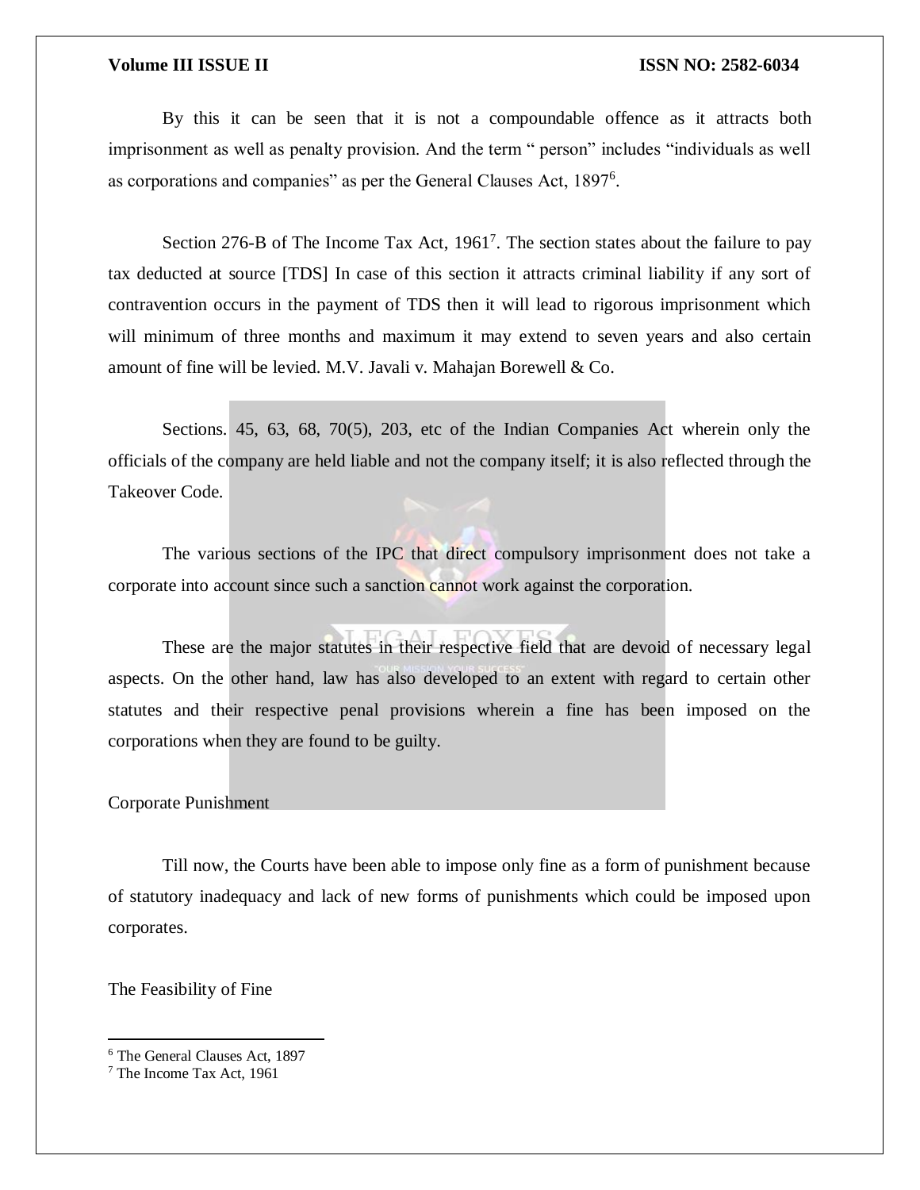By this it can be seen that it is not a compoundable offence as it attracts both imprisonment as well as penalty provision. And the term " person" includes "individuals as well as corporations and companies" as per the General Clauses Act, 1897[6].

Section 276-B of The Income Tax Act, 1961[7]. The section states about the failure to pay tax deducted at source [TDS] In case of this section it attracts criminal liability if any sort of contravention occurs in the payment of TDS then it will lead to rigorous imprisonment which will minimum of three months and maximum it may extend to seven years and also certain amount of fine will be levied. M.V. Javali v. Mahajan Borewell & Co.

Sections. 45, 63, 68, 70(5), 203, etc of the Indian Companies Act wherein only the officials of the company are held liable and not the company itself; it is also reflected through the Takeover Code.

The various sections of the IPC that direct compulsory imprisonment does not take a corporate into account since such a sanction cannot work against the corporation.

These are the major statutes in their respective field that are devoid of necessary legal aspects. On the other hand, law has also developed to an extent with regard to certain other statutes and their respective penal provisions wherein a fine has been imposed on the corporations when they are found to be guilty.

Corporate Punishment

Till now, the Courts have been able to impose only fine as a form of punishment because of statutory inadequacy and lack of new forms of punishments which could be imposed upon corporates.

The Feasibility of Fine

---

[6] The General Clauses Act, 1897

[7] The Income Tax Act, 1961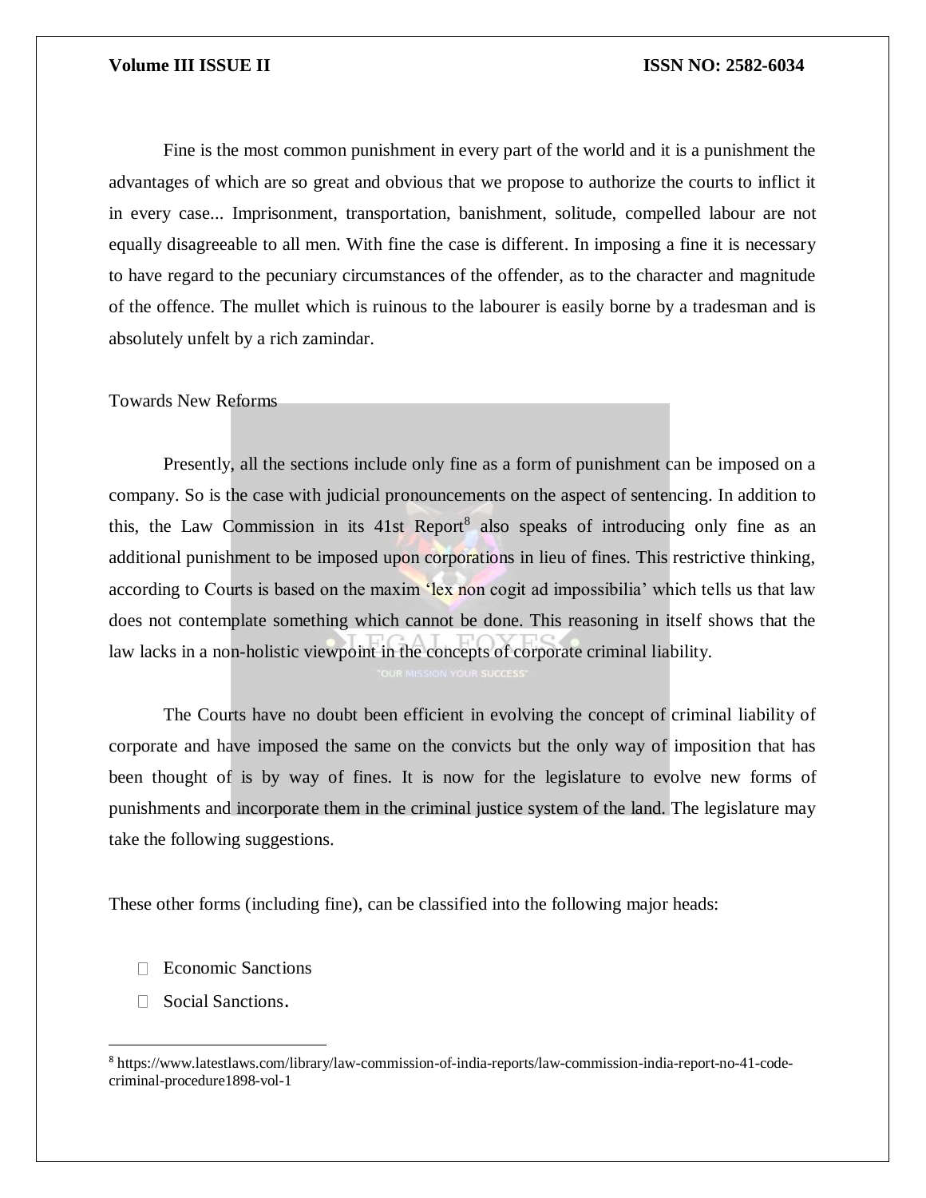Fine is the most common punishment in every part of the world and it is a punishment the advantages of which are so great and obvious that we propose to authorize the courts to inflict it in every case... Imprisonment, transportation, banishment, solitude, compelled labour are not equally disagreeable to all men. With fine the case is different. In imposing a fine it is necessary to have regard to the pecuniary circumstances of the offender, as to the character and magnitude of the offence. The mullet which is ruinous to the labourer is easily borne by a tradesman and is absolutely unfelt by a rich zamindar.

Towards New Reforms

Presently, all the sections include only fine as a form of punishment can be imposed on a company. So is the case with judicial pronouncements on the aspect of sentencing. In addition to this, the Law Commission in its 41st Report[8] also speaks of introducing only fine as an additional punishment to be imposed upon corporations in lieu of fines. This restrictive thinking, according to Courts is based on the maxim 'lex non cogit ad impossibilia' which tells us that law does not contemplate something which cannot be done. This reasoning in itself shows that the law lacks in a non-holistic viewpoint in the concepts of corporate criminal liability.

The Courts have no doubt been efficient in evolving the concept of criminal liability of corporate and have imposed the same on the convicts but the only way of imposition that has been thought of is by way of fines. It is now for the legislature to evolve new forms of punishments and incorporate them in the criminal justice system of the land. The legislature may take the following suggestions.

These other forms (including fine), can be classified into the following major heads:

- Economic Sanctions
- Social Sanctions.

---

[8] https://www.latestlaws.com/library/law-commission-of-india-reports/law-commission-india-report-no-41-code-criminal-procedure1898-vol-1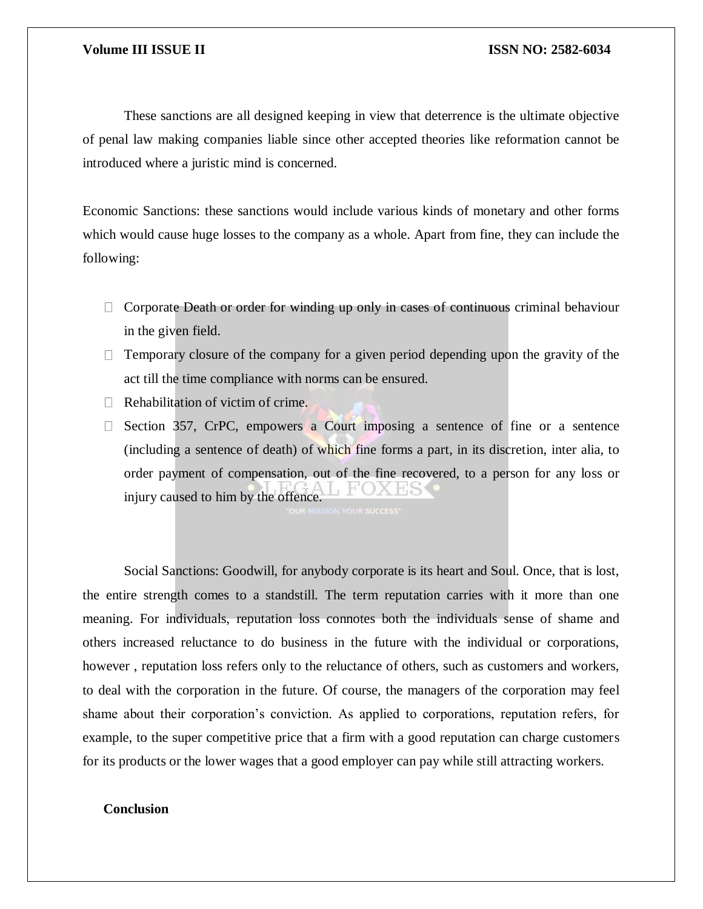These sanctions are all designed keeping in view that deterrence is the ultimate objective of penal law making companies liable since other accepted theories like reformation cannot be introduced where a juristic mind is concerned.

Economic Sanctions: these sanctions would include various kinds of monetary and other forms which would cause huge losses to the company as a whole. Apart from fine, they can include the following:

- Corporate Death or order for winding up only in cases of continuous criminal behaviour in the given field.
- Temporary closure of the company for a given period depending upon the gravity of the act till the time compliance with norms can be ensured.
- Rehabilitation of victim of crime.
- Section 357, CrPC, empowers a Court imposing a sentence of fine or a sentence (including a sentence of death) of which fine forms a part, in its discretion, inter alia, to order payment of compensation, out of the fine recovered, to a person for any loss or injury caused to him by the offence.

Social Sanctions: Goodwill, for anybody corporate is its heart and Soul. Once, that is lost, the entire strength comes to a standstill. The term reputation carries with it more than one meaning. For individuals, reputation loss connotes both the individuals sense of shame and others increased reluctance to do business in the future with the individual or corporations, however , reputation loss refers only to the reluctance of others, such as customers and workers, to deal with the corporation in the future. Of course, the managers of the corporation may feel shame about their corporation's conviction. As applied to corporations, reputation refers, for example, to the super competitive price that a firm with a good reputation can charge customers for its products or the lower wages that a good employer can pay while still attracting workers.

**Conclusion**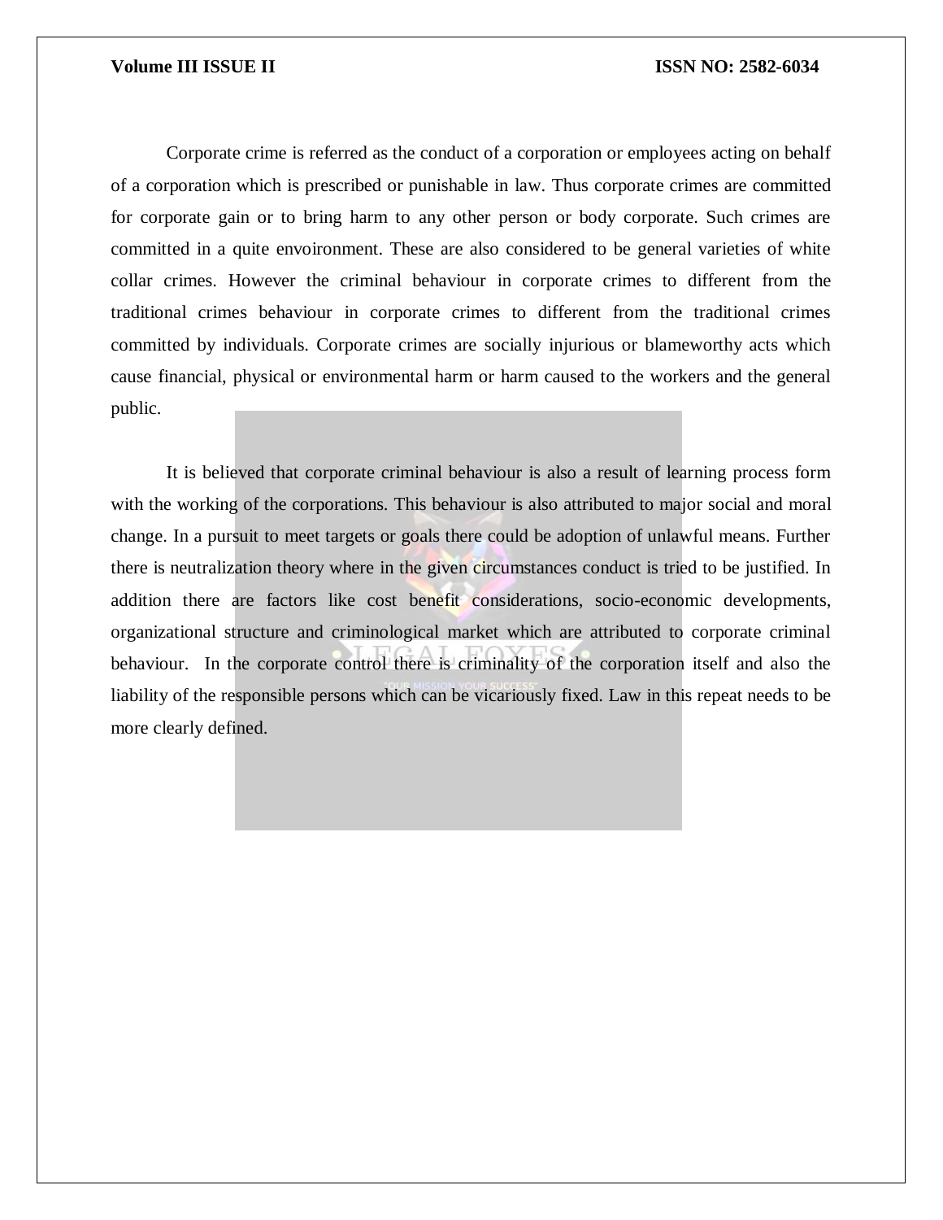Corporate crime is referred as the conduct of a corporation or employees acting on behalf of a corporation which is prescribed or punishable in law. Thus corporate crimes are committed for corporate gain or to bring harm to any other person or body corporate. Such crimes are committed in a quite envoironment. These are also considered to be general varieties of white collar crimes. However the criminal behaviour in corporate crimes to different from the traditional crimes behaviour in corporate crimes to different from the traditional crimes committed by individuals. Corporate crimes are socially injurious or blameworthy acts which cause financial, physical or environmental harm or harm caused to the workers and the general public.

It is believed that corporate criminal behaviour is also a result of learning process form with the working of the corporations. This behaviour is also attributed to major social and moral change. In a pursuit to meet targets or goals there could be adoption of unlawful means. Further there is neutralization theory where in the given circumstances conduct is tried to be justified. In addition there are factors like cost benefit considerations, socio-economic developments, organizational structure and criminological market which are attributed to corporate criminal behaviour. In the corporate control there is criminality of the corporation itself and also the liability of the responsible persons which can be vicariously fixed. Law in this repeat needs to be more clearly defined.